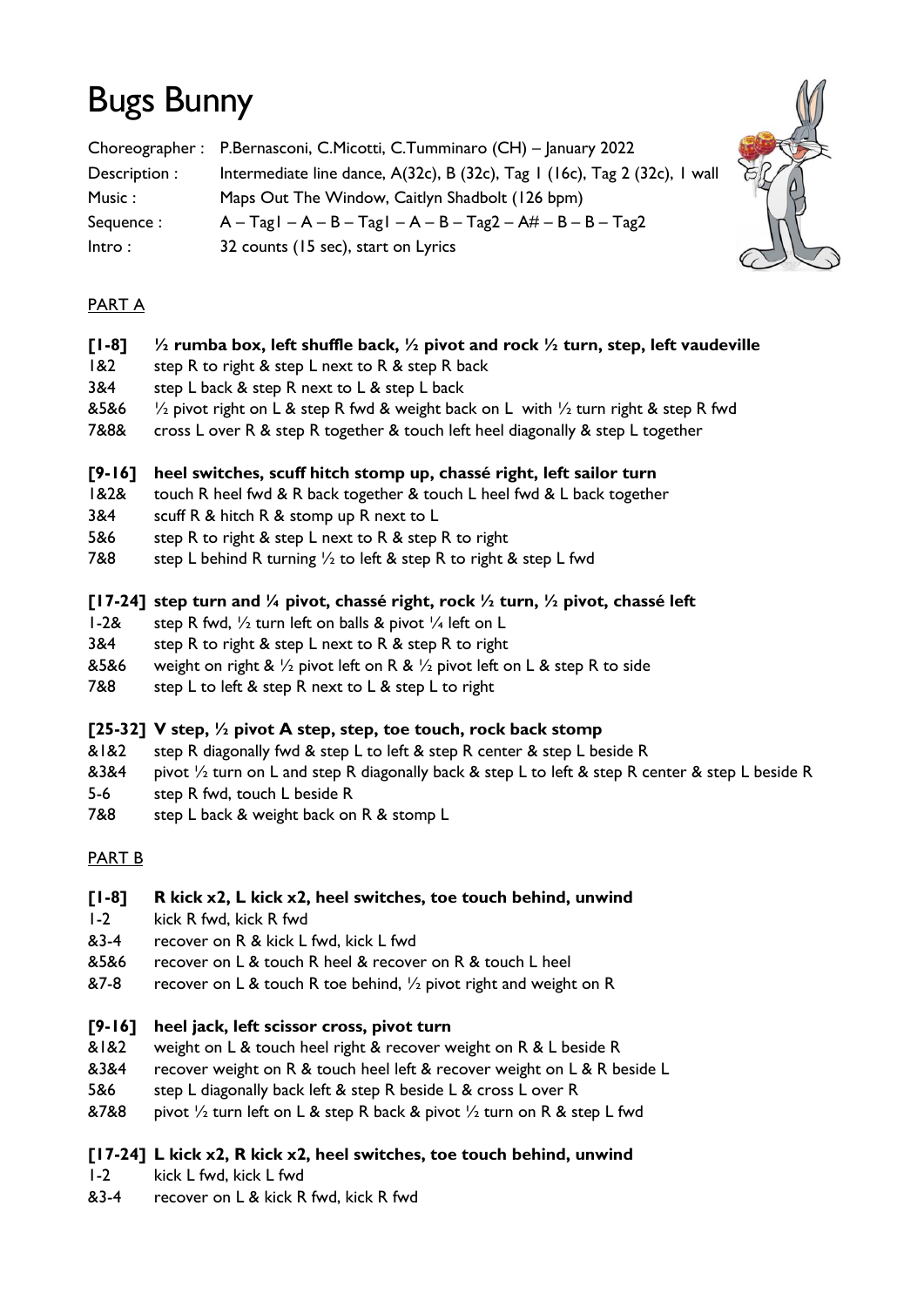# Bugs Bunny

Choreographer : P.Bernasconi, C.Micotti, C.Tumminaro (CH) – January 2022
Description : Intermediate line dance, A(32c), B (32c), Tag 1 (16c), Tag 2 (32c), 1 wall
Music : Maps Out The Window, Caitlyn Shadbolt (126 bpm)
Sequence : A – Tag1 – A – B – Tag1 – A – B – Tag2 – A# – B – B – Tag2
Intro : 32 counts (15 sec), start on Lyrics

## PART A

**[1-8] ½ rumba box, left shuffle back, ½ pivot and rock ½ turn, step, left vaudeville**

1&2 step R to right & step L next to R & step R back
3&4 step L back & step R next to L & step L back
&5&6 ½ pivot right on L & step R fwd & weight back on L with ½ turn right & step R fwd
7&8& cross L over R & step R together & touch left heel diagonally & step L together

**[9-16] heel switches, scuff hitch stomp up, chassé right, left sailor turn**

1&2& touch R heel fwd & R back together & touch L heel fwd & L back together
3&4 scuff R & hitch R & stomp up R next to L
5&6 step R to right & step L next to R & step R to right
7&8 step L behind R turning ½ to left & step R to right & step L fwd

**[17-24] step turn and ¼ pivot, chassé right, rock ½ turn, ½ pivot, chassé left**

1-2& step R fwd, ½ turn left on balls & pivot ¼ left on L
3&4 step R to right & step L next to R & step R to right
&5&6 weight on right & ½ pivot left on R & ½ pivot left on L & step R to side
7&8 step L to left & step R next to L & step L to right

**[25-32] V step, ½ pivot A step, step, toe touch, rock back stomp**

&1&2 step R diagonally fwd & step L to left & step R center & step L beside R
&3&4 pivot ½ turn on L and step R diagonally back & step L to left & step R center & step L beside R
5-6 step R fwd, touch L beside R
7&8 step L back & weight back on R & stomp L

## PART B

**[1-8] R kick x2, L kick x2, heel switches, toe touch behind, unwind**

1-2 kick R fwd, kick R fwd
&3-4 recover on R & kick L fwd, kick L fwd
&5&6 recover on L & touch R heel & recover on R & touch L heel
&7-8 recover on L & touch R toe behind, ½ pivot right and weight on R

**[9-16] heel jack, left scissor cross, pivot turn**

&1&2 weight on L & touch heel right & recover weight on R & L beside R
&3&4 recover weight on R & touch heel left & recover weight on L & R beside L
5&6 step L diagonally back left & step R beside L & cross L over R
&7&8 pivot ½ turn left on L & step R back & pivot ½ turn on R & step L fwd

**[17-24] L kick x2, R kick x2, heel switches, toe touch behind, unwind**

1-2 kick L fwd, kick L fwd
&3-4 recover on L & kick R fwd, kick R fwd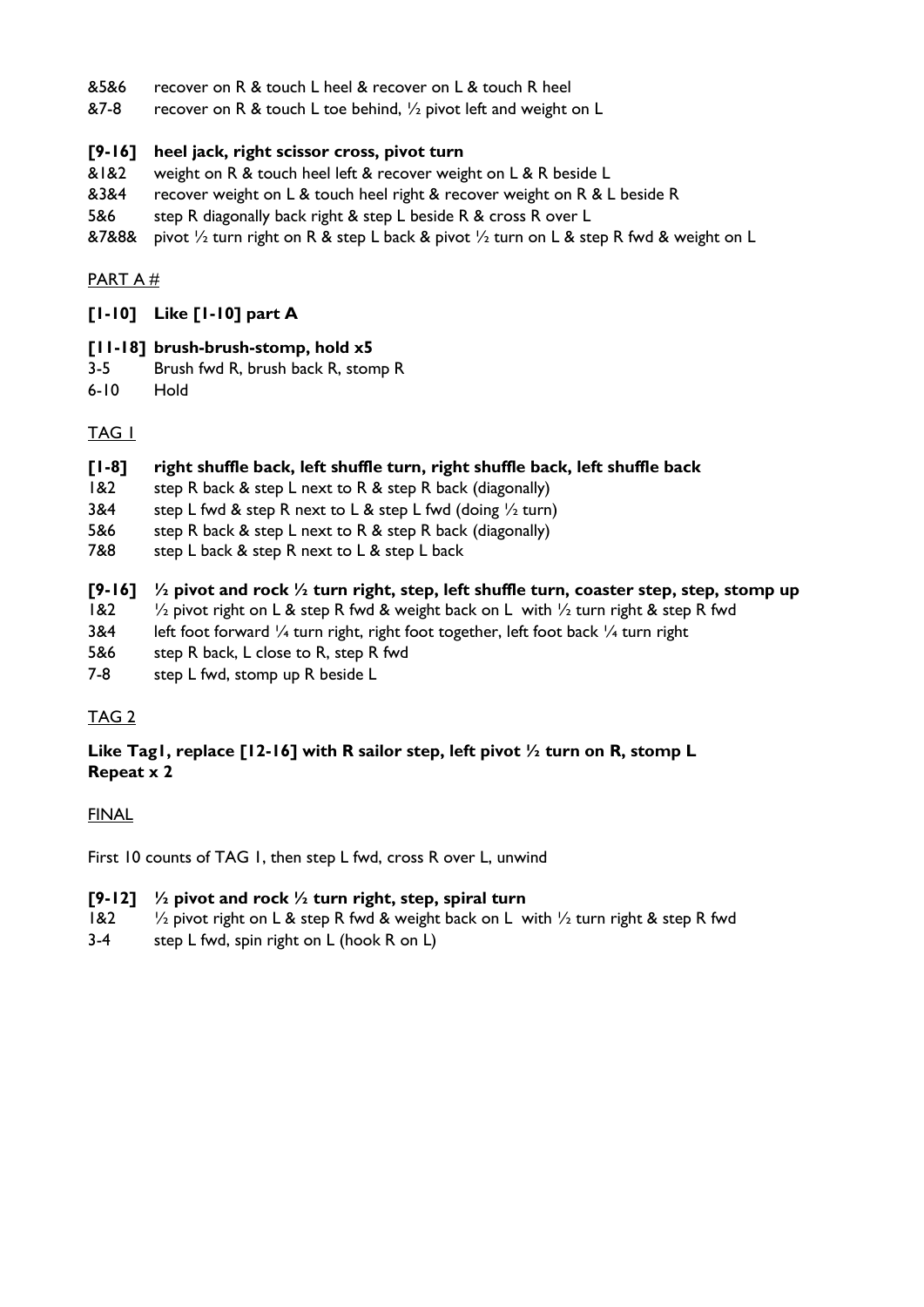&5&6 recover on R & touch L heel & recover on L & touch R heel

&7-8 recover on R & touch L toe behind, ½ pivot left and weight on L

**[9-16] heel jack, right scissor cross, pivot turn**

&1&2 weight on R & touch heel left & recover weight on L & R beside L

&3&4 recover weight on L & touch heel right & recover weight on R & L beside R

5&6 step R diagonally back right & step L beside R & cross R over L

&7&8& pivot ½ turn right on R & step L back & pivot ½ turn on L & step R fwd & weight on L

PART A #

**[1-10] Like [1-10] part A**

**[11-18] brush-brush-stomp, hold x5**

3-5 Brush fwd R, brush back R, stomp R

6-10 Hold

TAG 1

**[1-8] right shuffle back, left shuffle turn, right shuffle back, left shuffle back**

1&2 step R back & step L next to R & step R back (diagonally)

3&4 step L fwd & step R next to L & step L fwd (doing ½ turn)

5&6 step R back & step L next to R & step R back (diagonally)

7&8 step L back & step R next to L & step L back

**[9-16] ½ pivot and rock ½ turn right, step, left shuffle turn, coaster step, step, stomp up**

1&2 ½ pivot right on L & step R fwd & weight back on L with ½ turn right & step R fwd

3&4 left foot forward ¼ turn right, right foot together, left foot back ¼ turn right

5&6 step R back, L close to R, step R fwd

7-8 step L fwd, stomp up R beside L

TAG 2

**Like Tag1, replace [12-16] with R sailor step, left pivot ½ turn on R, stomp L**
**Repeat x 2**

FINAL

First 10 counts of TAG 1, then step L fwd, cross R over L, unwind

**[9-12] ½ pivot and rock ½ turn right, step, spiral turn**

1&2 ½ pivot right on L & step R fwd & weight back on L with ½ turn right & step R fwd

3-4 step L fwd, spin right on L (hook R on L)